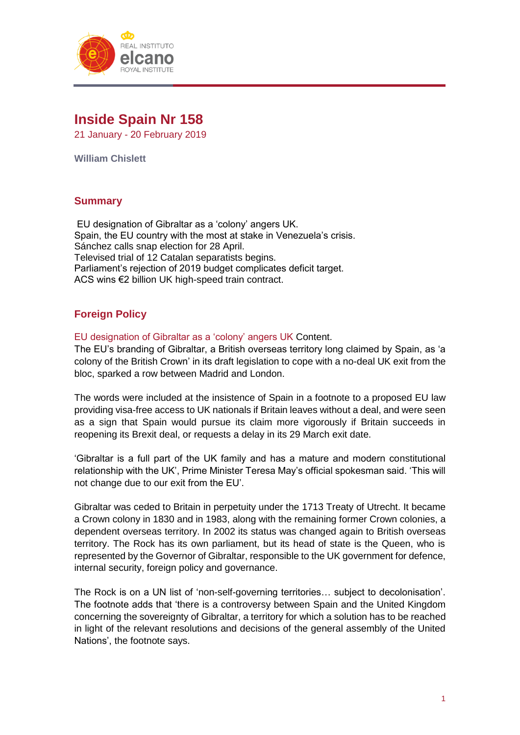# Inside Spain Nr 158

21 January - 20 February 2019

**William Chislett**

## Summary

EU designation of Gibraltar as a 'colony' angers UK.
Spain, the EU country with the most at stake in Venezuela's crisis.
Sánchez calls snap election for 28 April.
Televised trial of 12 Catalan separatists begins.
Parliament's rejection of 2019 budget complicates deficit target.
ACS wins €2 billion UK high-speed train contract.

## Foreign Policy

EU designation of Gibraltar as a 'colony' angers UK Content.

The EU's branding of Gibraltar, a British overseas territory long claimed by Spain, as 'a colony of the British Crown' in its draft legislation to cope with a no-deal UK exit from the bloc, sparked a row between Madrid and London.

The words were included at the insistence of Spain in a footnote to a proposed EU law providing visa-free access to UK nationals if Britain leaves without a deal, and were seen as a sign that Spain would pursue its claim more vigorously if Britain succeeds in reopening its Brexit deal, or requests a delay in its 29 March exit date.

'Gibraltar is a full part of the UK family and has a mature and modern constitutional relationship with the UK', Prime Minister Teresa May's official spokesman said. 'This will not change due to our exit from the EU'.

Gibraltar was ceded to Britain in perpetuity under the 1713 Treaty of Utrecht. It became a Crown colony in 1830 and in 1983, along with the remaining former Crown colonies, a dependent overseas territory. In 2002 its status was changed again to British overseas territory. The Rock has its own parliament, but its head of state is the Queen, who is represented by the Governor of Gibraltar, responsible to the UK government for defence, internal security, foreign policy and governance.

The Rock is on a UN list of 'non-self-governing territories… subject to decolonisation'. The footnote adds that 'there is a controversy between Spain and the United Kingdom concerning the sovereignty of Gibraltar, a territory for which a solution has to be reached in light of the relevant resolutions and decisions of the general assembly of the United Nations', the footnote says.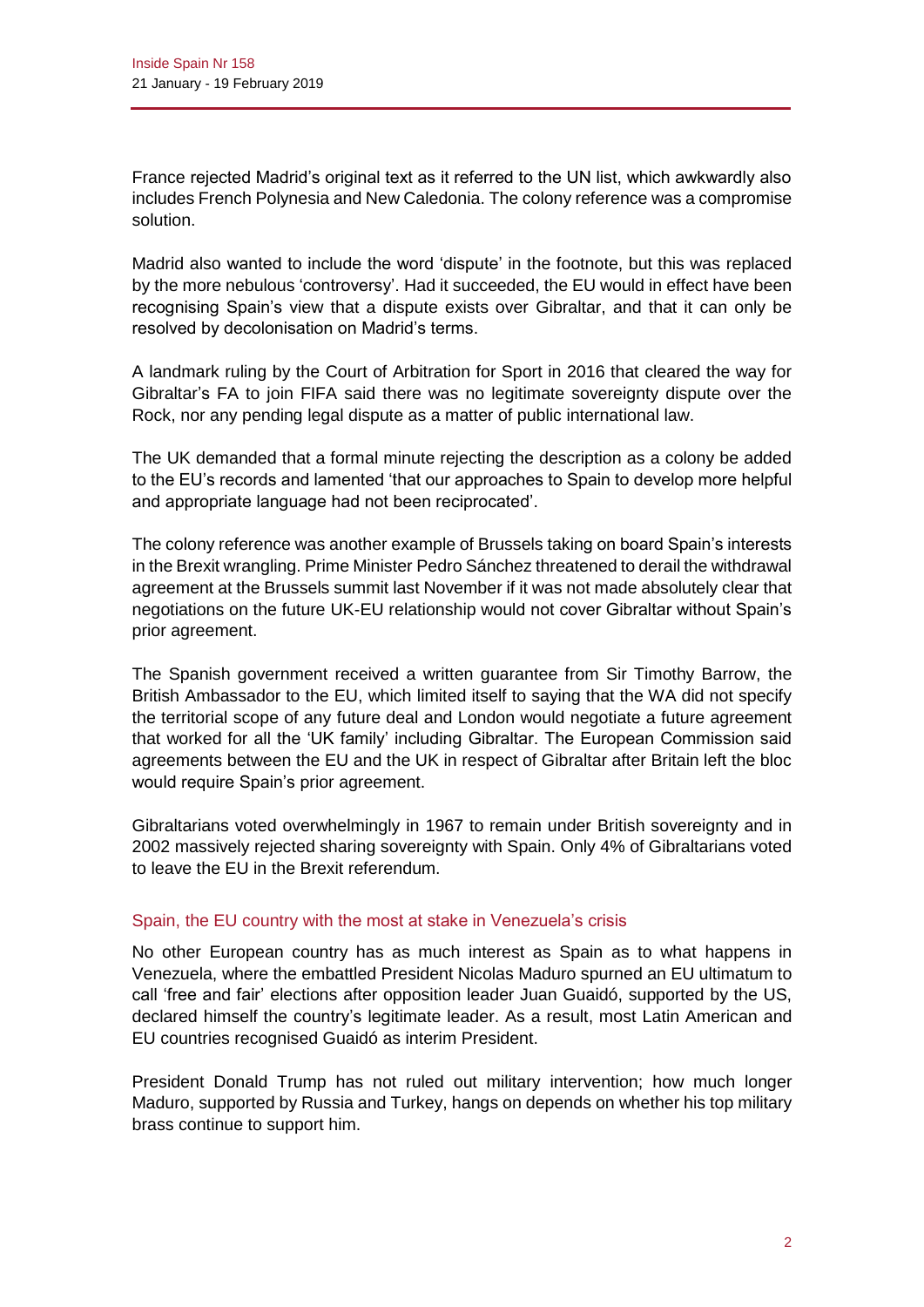France rejected Madrid's original text as it referred to the UN list, which awkwardly also includes French Polynesia and New Caledonia. The colony reference was a compromise solution.

Madrid also wanted to include the word 'dispute' in the footnote, but this was replaced by the more nebulous 'controversy'. Had it succeeded, the EU would in effect have been recognising Spain's view that a dispute exists over Gibraltar, and that it can only be resolved by decolonisation on Madrid's terms.

A landmark ruling by the Court of Arbitration for Sport in 2016 that cleared the way for Gibraltar's FA to join FIFA said there was no legitimate sovereignty dispute over the Rock, nor any pending legal dispute as a matter of public international law.

The UK demanded that a formal minute rejecting the description as a colony be added to the EU's records and lamented 'that our approaches to Spain to develop more helpful and appropriate language had not been reciprocated'.

The colony reference was another example of Brussels taking on board Spain's interests in the Brexit wrangling. Prime Minister Pedro Sánchez threatened to derail the withdrawal agreement at the Brussels summit last November if it was not made absolutely clear that negotiations on the future UK-EU relationship would not cover Gibraltar without Spain's prior agreement.

The Spanish government received a written guarantee from Sir Timothy Barrow, the British Ambassador to the EU, which limited itself to saying that the WA did not specify the territorial scope of any future deal and London would negotiate a future agreement that worked for all the 'UK family' including Gibraltar. The European Commission said agreements between the EU and the UK in respect of Gibraltar after Britain left the bloc would require Spain's prior agreement.

Gibraltarians voted overwhelmingly in 1967 to remain under British sovereignty and in 2002 massively rejected sharing sovereignty with Spain. Only 4% of Gibraltarians voted to leave the EU in the Brexit referendum.

## Spain, the EU country with the most at stake in Venezuela's crisis

No other European country has as much interest as Spain as to what happens in Venezuela, where the embattled President Nicolas Maduro spurned an EU ultimatum to call 'free and fair' elections after opposition leader Juan Guaidó, supported by the US, declared himself the country's legitimate leader. As a result, most Latin American and EU countries recognised Guaidó as interim President.

President Donald Trump has not ruled out military intervention; how much longer Maduro, supported by Russia and Turkey, hangs on depends on whether his top military brass continue to support him.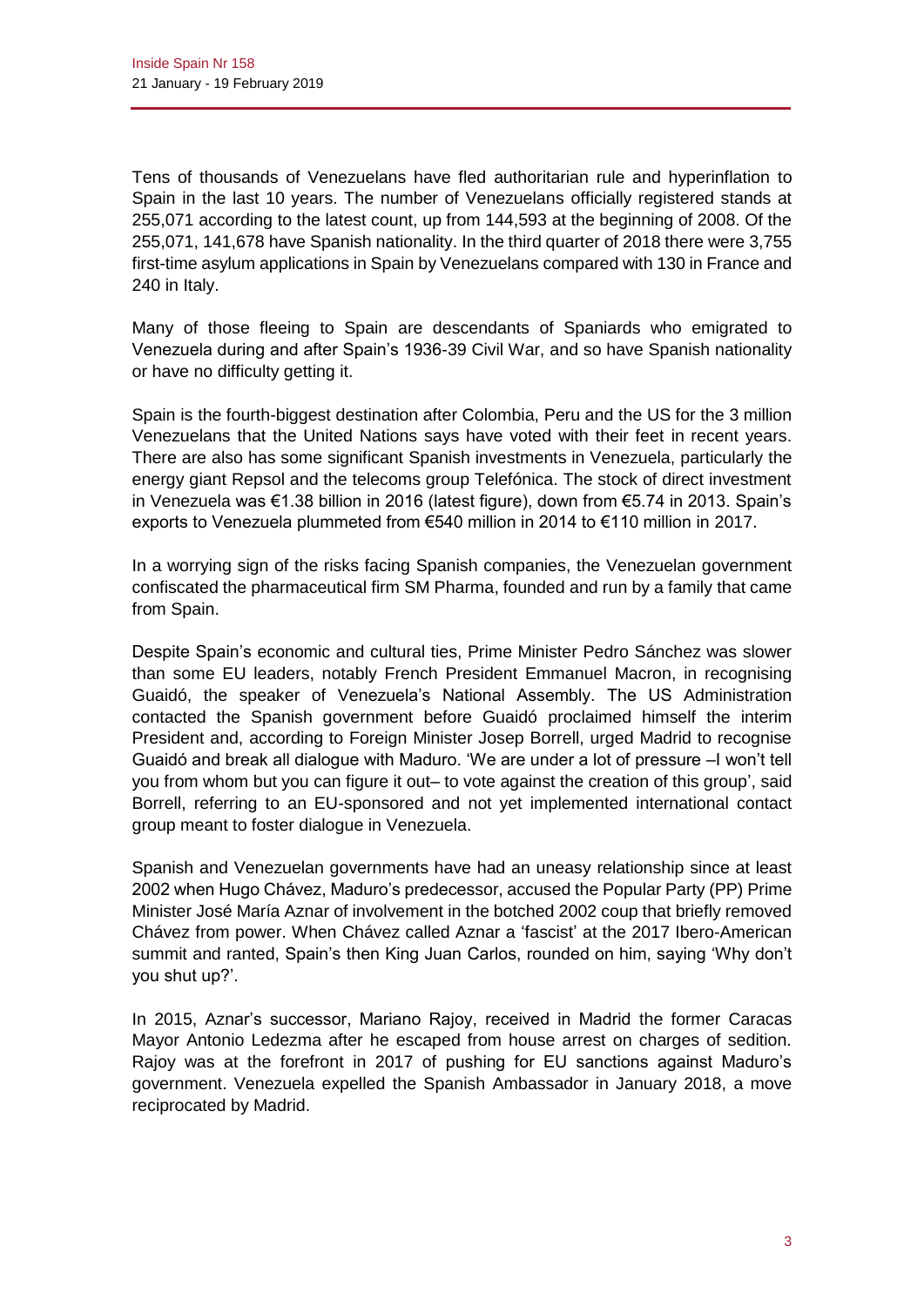Tens of thousands of Venezuelans have fled authoritarian rule and hyperinflation to Spain in the last 10 years. The number of Venezuelans officially registered stands at 255,071 according to the latest count, up from 144,593 at the beginning of 2008. Of the 255,071, 141,678 have Spanish nationality. In the third quarter of 2018 there were 3,755 first-time asylum applications in Spain by Venezuelans compared with 130 in France and 240 in Italy.

Many of those fleeing to Spain are descendants of Spaniards who emigrated to Venezuela during and after Spain's 1936-39 Civil War, and so have Spanish nationality or have no difficulty getting it.

Spain is the fourth-biggest destination after Colombia, Peru and the US for the 3 million Venezuelans that the United Nations says have voted with their feet in recent years. There are also has some significant Spanish investments in Venezuela, particularly the energy giant Repsol and the telecoms group Telefónica. The stock of direct investment in Venezuela was €1.38 billion in 2016 (latest figure), down from €5.74 in 2013. Spain's exports to Venezuela plummeted from €540 million in 2014 to €110 million in 2017.

In a worrying sign of the risks facing Spanish companies, the Venezuelan government confiscated the pharmaceutical firm SM Pharma, founded and run by a family that came from Spain.

Despite Spain's economic and cultural ties, Prime Minister Pedro Sánchez was slower than some EU leaders, notably French President Emmanuel Macron, in recognising Guaidó, the speaker of Venezuela's National Assembly. The US Administration contacted the Spanish government before Guaidó proclaimed himself the interim President and, according to Foreign Minister Josep Borrell, urged Madrid to recognise Guaidó and break all dialogue with Maduro. 'We are under a lot of pressure –I won't tell you from whom but you can figure it out– to vote against the creation of this group', said Borrell, referring to an EU-sponsored and not yet implemented international contact group meant to foster dialogue in Venezuela.

Spanish and Venezuelan governments have had an uneasy relationship since at least 2002 when Hugo Chávez, Maduro's predecessor, accused the Popular Party (PP) Prime Minister José María Aznar of involvement in the botched 2002 coup that briefly removed Chávez from power. When Chávez called Aznar a 'fascist' at the 2017 Ibero-American summit and ranted, Spain's then King Juan Carlos, rounded on him, saying 'Why don't you shut up?'.

In 2015, Aznar's successor, Mariano Rajoy, received in Madrid the former Caracas Mayor Antonio Ledezma after he escaped from house arrest on charges of sedition. Rajoy was at the forefront in 2017 of pushing for EU sanctions against Maduro's government. Venezuela expelled the Spanish Ambassador in January 2018, a move reciprocated by Madrid.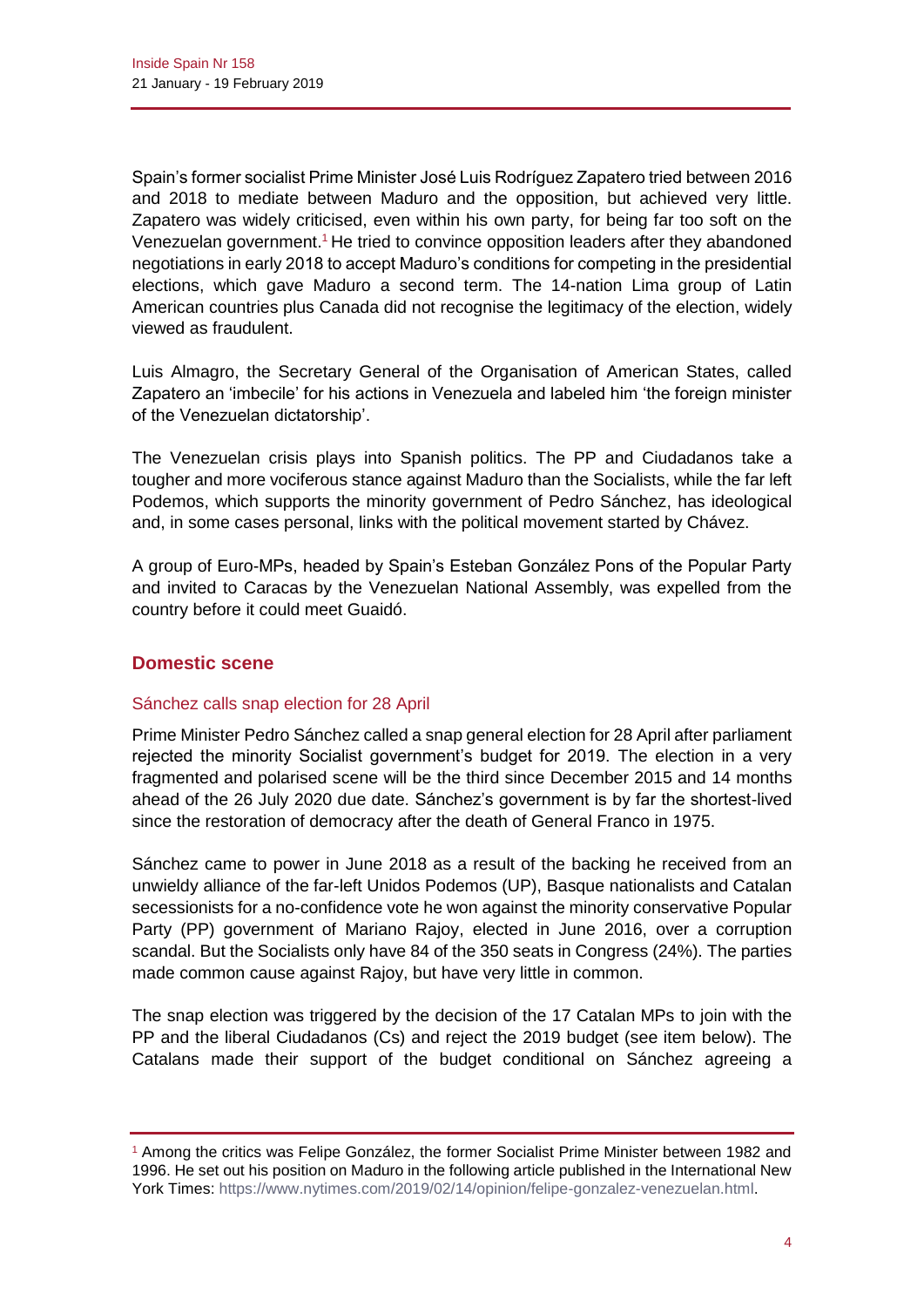Spain's former socialist Prime Minister José Luis Rodríguez Zapatero tried between 2016 and 2018 to mediate between Maduro and the opposition, but achieved very little. Zapatero was widely criticised, even within his own party, for being far too soft on the Venezuelan government.[1] He tried to convince opposition leaders after they abandoned negotiations in early 2018 to accept Maduro's conditions for competing in the presidential elections, which gave Maduro a second term. The 14-nation Lima group of Latin American countries plus Canada did not recognise the legitimacy of the election, widely viewed as fraudulent.

Luis Almagro, the Secretary General of the Organisation of American States, called Zapatero an 'imbecile' for his actions in Venezuela and labeled him 'the foreign minister of the Venezuelan dictatorship'.

The Venezuelan crisis plays into Spanish politics. The PP and Ciudadanos take a tougher and more vociferous stance against Maduro than the Socialists, while the far left Podemos, which supports the minority government of Pedro Sánchez, has ideological and, in some cases personal, links with the political movement started by Chávez.

A group of Euro-MPs, headed by Spain's Esteban González Pons of the Popular Party and invited to Caracas by the Venezuelan National Assembly, was expelled from the country before it could meet Guaidó.

## Domestic scene

### Sánchez calls snap election for 28 April

Prime Minister Pedro Sánchez called a snap general election for 28 April after parliament rejected the minority Socialist government's budget for 2019. The election in a very fragmented and polarised scene will be the third since December 2015 and 14 months ahead of the 26 July 2020 due date. Sánchez's government is by far the shortest-lived since the restoration of democracy after the death of General Franco in 1975.

Sánchez came to power in June 2018 as a result of the backing he received from an unwieldy alliance of the far-left Unidos Podemos (UP), Basque nationalists and Catalan secessionists for a no-confidence vote he won against the minority conservative Popular Party (PP) government of Mariano Rajoy, elected in June 2016, over a corruption scandal. But the Socialists only have 84 of the 350 seats in Congress (24%). The parties made common cause against Rajoy, but have very little in common.

The snap election was triggered by the decision of the 17 Catalan MPs to join with the PP and the liberal Ciudadanos (Cs) and reject the 2019 budget (see item below). The Catalans made their support of the budget conditional on Sánchez agreeing a

[1] Among the critics was Felipe González, the former Socialist Prime Minister between 1982 and 1996. He set out his position on Maduro in the following article published in the International New York Times: https://www.nytimes.com/2019/02/14/opinion/felipe-gonzalez-venezuelan.html.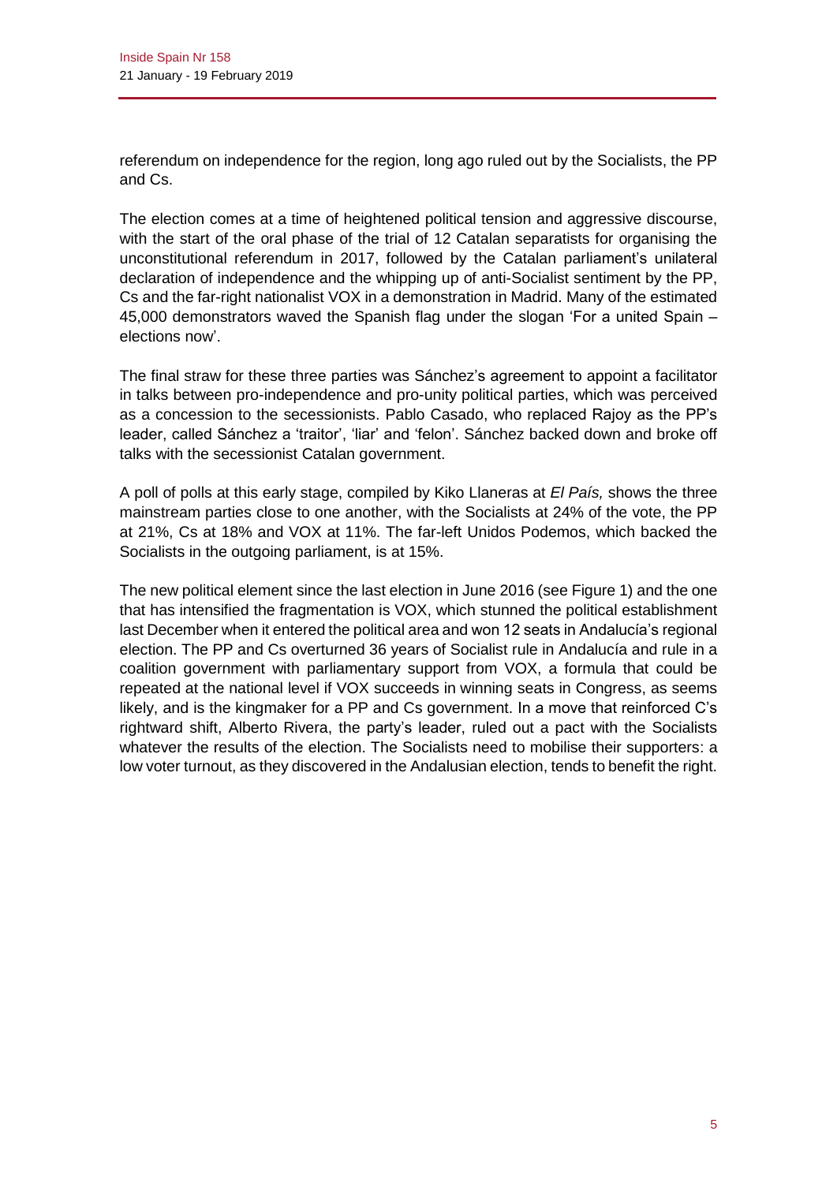referendum on independence for the region, long ago ruled out by the Socialists, the PP and Cs.

The election comes at a time of heightened political tension and aggressive discourse, with the start of the oral phase of the trial of 12 Catalan separatists for organising the unconstitutional referendum in 2017, followed by the Catalan parliament's unilateral declaration of independence and the whipping up of anti-Socialist sentiment by the PP, Cs and the far-right nationalist VOX in a demonstration in Madrid. Many of the estimated 45,000 demonstrators waved the Spanish flag under the slogan 'For a united Spain – elections now'.

The final straw for these three parties was Sánchez's agreement to appoint a facilitator in talks between pro-independence and pro-unity political parties, which was perceived as a concession to the secessionists. Pablo Casado, who replaced Rajoy as the PP's leader, called Sánchez a 'traitor', 'liar' and 'felon'. Sánchez backed down and broke off talks with the secessionist Catalan government.

A poll of polls at this early stage, compiled by Kiko Llaneras at *El País,* shows the three mainstream parties close to one another, with the Socialists at 24% of the vote, the PP at 21%, Cs at 18% and VOX at 11%. The far-left Unidos Podemos, which backed the Socialists in the outgoing parliament, is at 15%.

The new political element since the last election in June 2016 (see Figure 1) and the one that has intensified the fragmentation is VOX, which stunned the political establishment last December when it entered the political area and won 12 seats in Andalucía's regional election. The PP and Cs overturned 36 years of Socialist rule in Andalucía and rule in a coalition government with parliamentary support from VOX, a formula that could be repeated at the national level if VOX succeeds in winning seats in Congress, as seems likely, and is the kingmaker for a PP and Cs government. In a move that reinforced C's rightward shift, Alberto Rivera, the party's leader, ruled out a pact with the Socialists whatever the results of the election. The Socialists need to mobilise their supporters: a low voter turnout, as they discovered in the Andalusian election, tends to benefit the right.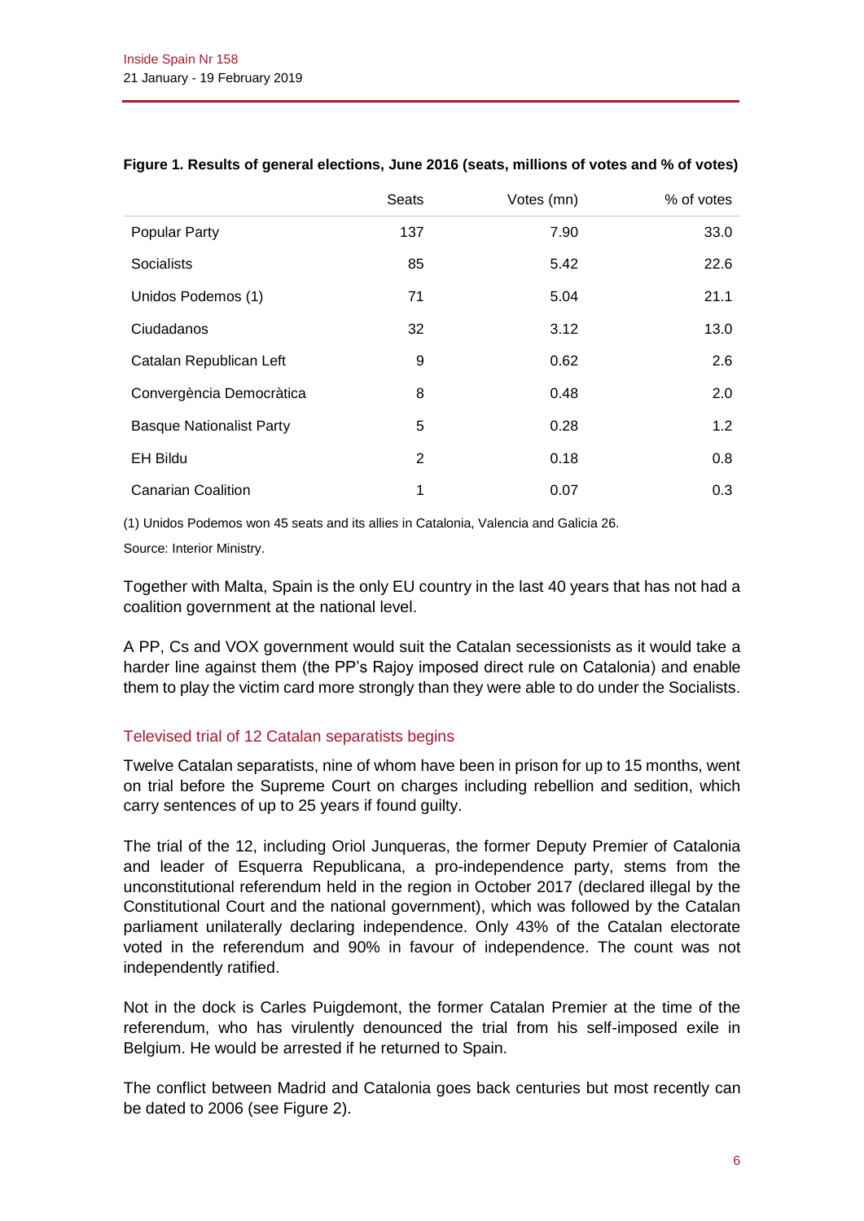**Figure 1. Results of general elections, June 2016 (seats, millions of votes and % of votes)**

| | Seats | Votes (mn) | % of votes |
|---|---|---|---|
| Popular Party | 137 | 7.90 | 33.0 |
| Socialists | 85 | 5.42 | 22.6 |
| Unidos Podemos (1) | 71 | 5.04 | 21.1 |
| Ciudadanos | 32 | 3.12 | 13.0 |
| Catalan Republican Left | 9 | 0.62 | 2.6 |
| Convergència Democràtica | 8 | 0.48 | 2.0 |
| Basque Nationalist Party | 5 | 0.28 | 1.2 |
| EH Bildu | 2 | 0.18 | 0.8 |
| Canarian Coalition | 1 | 0.07 | 0.3 |

(1) Unidos Podemos won 45 seats and its allies in Catalonia, Valencia and Galicia 26.

Source: Interior Ministry.

Together with Malta, Spain is the only EU country in the last 40 years that has not had a coalition government at the national level.

A PP, Cs and VOX government would suit the Catalan secessionists as it would take a harder line against them (the PP's Rajoy imposed direct rule on Catalonia) and enable them to play the victim card more strongly than they were able to do under the Socialists.

## Televised trial of 12 Catalan separatists begins

Twelve Catalan separatists, nine of whom have been in prison for up to 15 months, went on trial before the Supreme Court on charges including rebellion and sedition, which carry sentences of up to 25 years if found guilty.

The trial of the 12, including Oriol Junqueras, the former Deputy Premier of Catalonia and leader of Esquerra Republicana, a pro-independence party, stems from the unconstitutional referendum held in the region in October 2017 (declared illegal by the Constitutional Court and the national government), which was followed by the Catalan parliament unilaterally declaring independence. Only 43% of the Catalan electorate voted in the referendum and 90% in favour of independence. The count was not independently ratified.

Not in the dock is Carles Puigdemont, the former Catalan Premier at the time of the referendum, who has virulently denounced the trial from his self-imposed exile in Belgium. He would be arrested if he returned to Spain.

The conflict between Madrid and Catalonia goes back centuries but most recently can be dated to 2006 (see Figure 2).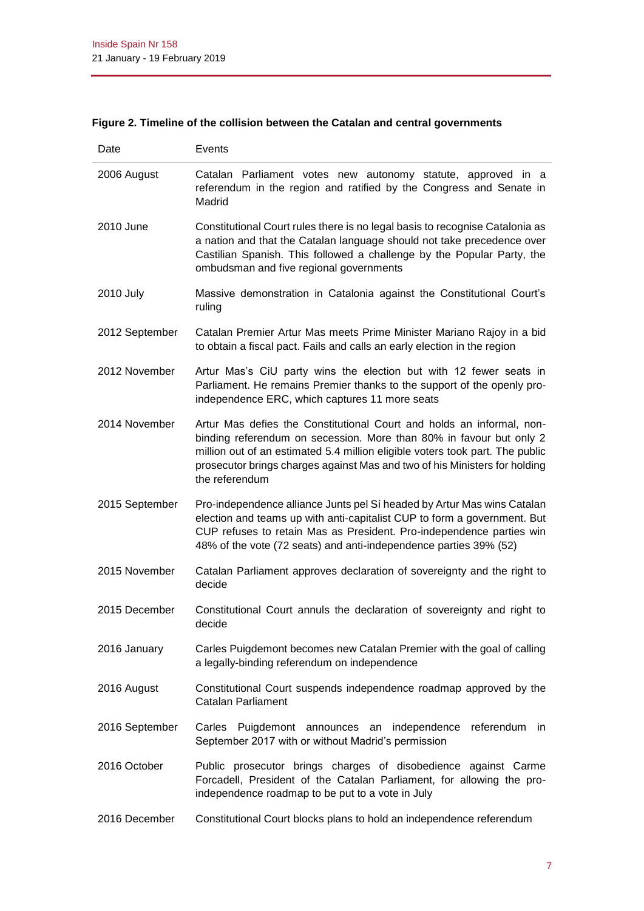**Figure 2. Timeline of the collision between the Catalan and central governments**

| Date | Events |
|---|---|
| 2006 August | Catalan Parliament votes new autonomy statute, approved in a referendum in the region and ratified by the Congress and Senate in Madrid |
| 2010 June | Constitutional Court rules there is no legal basis to recognise Catalonia as a nation and that the Catalan language should not take precedence over Castilian Spanish. This followed a challenge by the Popular Party, the ombudsman and five regional governments |
| 2010 July | Massive demonstration in Catalonia against the Constitutional Court's ruling |
| 2012 September | Catalan Premier Artur Mas meets Prime Minister Mariano Rajoy in a bid to obtain a fiscal pact. Fails and calls an early election in the region |
| 2012 November | Artur Mas's CiU party wins the election but with 12 fewer seats in Parliament. He remains Premier thanks to the support of the openly pro-independence ERC, which captures 11 more seats |
| 2014 November | Artur Mas defies the Constitutional Court and holds an informal, non-binding referendum on secession. More than 80% in favour but only 2 million out of an estimated 5.4 million eligible voters took part. The public prosecutor brings charges against Mas and two of his Ministers for holding the referendum |
| 2015 September | Pro-independence alliance Junts pel Sí headed by Artur Mas wins Catalan election and teams up with anti-capitalist CUP to form a government. But CUP refuses to retain Mas as President. Pro-independence parties win 48% of the vote (72 seats) and anti-independence parties 39% (52) |
| 2015 November | Catalan Parliament approves declaration of sovereignty and the right to decide |
| 2015 December | Constitutional Court annuls the declaration of sovereignty and right to decide |
| 2016 January | Carles Puigdemont becomes new Catalan Premier with the goal of calling a legally-binding referendum on independence |
| 2016 August | Constitutional Court suspends independence roadmap approved by the Catalan Parliament |
| 2016 September | Carles Puigdemont announces an independence referendum in September 2017 with or without Madrid's permission |
| 2016 October | Public prosecutor brings charges of disobedience against Carme Forcadell, President of the Catalan Parliament, for allowing the pro-independence roadmap to be put to a vote in July |
| 2016 December | Constitutional Court blocks plans to hold an independence referendum |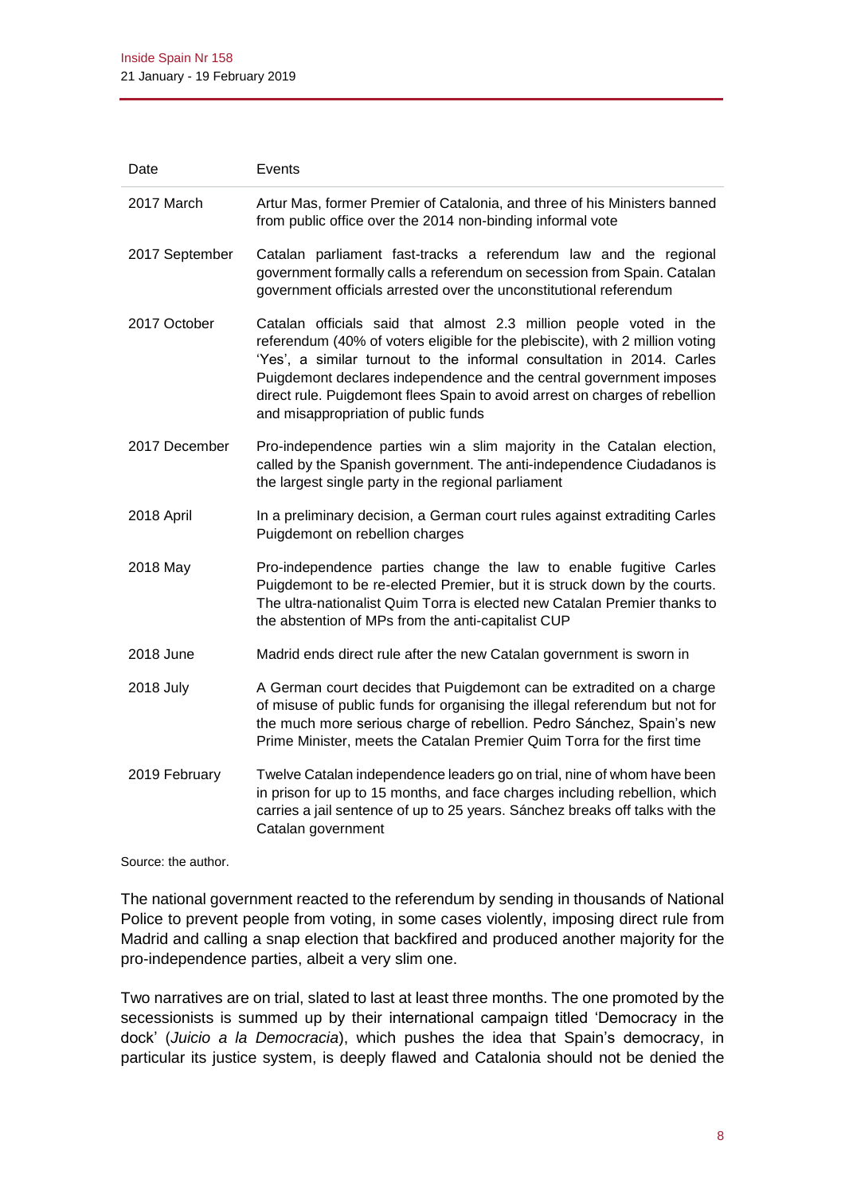| Date | Events |
|---|---|
| 2017 March | Artur Mas, former Premier of Catalonia, and three of his Ministers banned from public office over the 2014 non-binding informal vote |
| 2017 September | Catalan parliament fast-tracks a referendum law and the regional government formally calls a referendum on secession from Spain. Catalan government officials arrested over the unconstitutional referendum |
| 2017 October | Catalan officials said that almost 2.3 million people voted in the referendum (40% of voters eligible for the plebiscite), with 2 million voting 'Yes', a similar turnout to the informal consultation in 2014. Carles Puigdemont declares independence and the central government imposes direct rule. Puigdemont flees Spain to avoid arrest on charges of rebellion and misappropriation of public funds |
| 2017 December | Pro-independence parties win a slim majority in the Catalan election, called by the Spanish government. The anti-independence Ciudadanos is the largest single party in the regional parliament |
| 2018 April | In a preliminary decision, a German court rules against extraditing Carles Puigdemont on rebellion charges |
| 2018 May | Pro-independence parties change the law to enable fugitive Carles Puigdemont to be re-elected Premier, but it is struck down by the courts. The ultra-nationalist Quim Torra is elected new Catalan Premier thanks to the abstention of MPs from the anti-capitalist CUP |
| 2018 June | Madrid ends direct rule after the new Catalan government is sworn in |
| 2018 July | A German court decides that Puigdemont can be extradited on a charge of misuse of public funds for organising the illegal referendum but not for the much more serious charge of rebellion. Pedro Sánchez, Spain's new Prime Minister, meets the Catalan Premier Quim Torra for the first time |
| 2019 February | Twelve Catalan independence leaders go on trial, nine of whom have been in prison for up to 15 months, and face charges including rebellion, which carries a jail sentence of up to 25 years. Sánchez breaks off talks with the Catalan government |

Source: the author.

The national government reacted to the referendum by sending in thousands of National Police to prevent people from voting, in some cases violently, imposing direct rule from Madrid and calling a snap election that backfired and produced another majority for the pro-independence parties, albeit a very slim one.

Two narratives are on trial, slated to last at least three months. The one promoted by the secessionists is summed up by their international campaign titled 'Democracy in the dock' (*Juicio a la Democracia*), which pushes the idea that Spain's democracy, in particular its justice system, is deeply flawed and Catalonia should not be denied the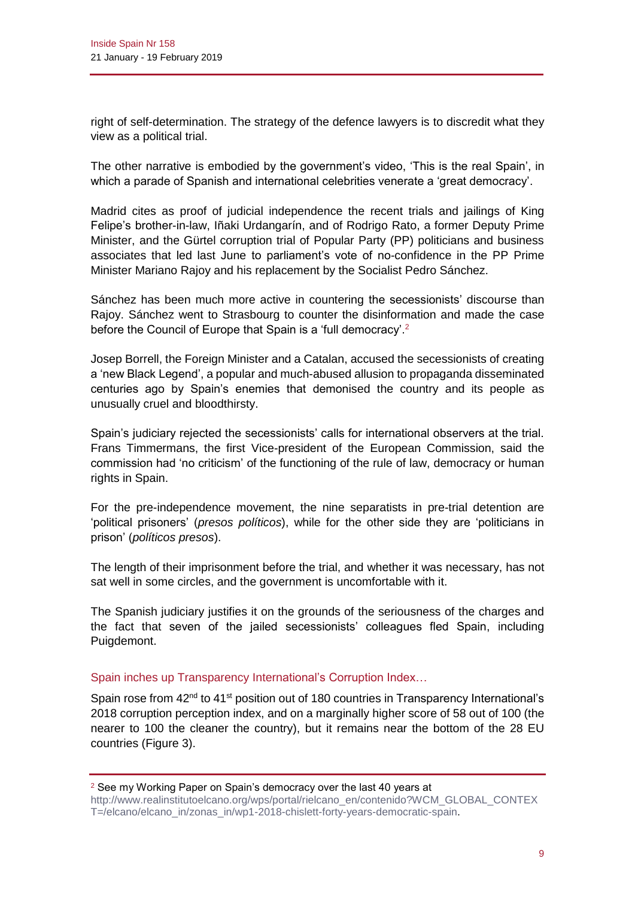right of self-determination. The strategy of the defence lawyers is to discredit what they view as a political trial.

The other narrative is embodied by the government's video, 'This is the real Spain', in which a parade of Spanish and international celebrities venerate a 'great democracy'.

Madrid cites as proof of judicial independence the recent trials and jailings of King Felipe's brother-in-law, Iñaki Urdangarín, and of Rodrigo Rato, a former Deputy Prime Minister, and the Gürtel corruption trial of Popular Party (PP) politicians and business associates that led last June to parliament's vote of no-confidence in the PP Prime Minister Mariano Rajoy and his replacement by the Socialist Pedro Sánchez.

Sánchez has been much more active in countering the secessionists' discourse than Rajoy. Sánchez went to Strasbourg to counter the disinformation and made the case before the Council of Europe that Spain is a 'full democracy'.[2]

Josep Borrell, the Foreign Minister and a Catalan, accused the secessionists of creating a 'new Black Legend', a popular and much-abused allusion to propaganda disseminated centuries ago by Spain's enemies that demonised the country and its people as unusually cruel and bloodthirsty.

Spain's judiciary rejected the secessionists' calls for international observers at the trial. Frans Timmermans, the first Vice-president of the European Commission, said the commission had 'no criticism' of the functioning of the rule of law, democracy or human rights in Spain.

For the pre-independence movement, the nine separatists in pre-trial detention are 'political prisoners' (*presos políticos*), while for the other side they are 'politicians in prison' (*políticos presos*).

The length of their imprisonment before the trial, and whether it was necessary, has not sat well in some circles, and the government is uncomfortable with it.

The Spanish judiciary justifies it on the grounds of the seriousness of the charges and the fact that seven of the jailed secessionists' colleagues fled Spain, including Puigdemont.

### Spain inches up Transparency International's Corruption Index…

Spain rose from 42nd to 41st position out of 180 countries in Transparency International's 2018 corruption perception index, and on a marginally higher score of 58 out of 100 (the nearer to 100 the cleaner the country), but it remains near the bottom of the 28 EU countries (Figure 3).

---

[2] See my Working Paper on Spain's democracy over the last 40 years at http://www.realinstitutoelcano.org/wps/portal/rielcano_en/contenido?WCM_GLOBAL_CONTEXT=/elcano/elcano_in/zonas_in/wp1-2018-chislett-forty-years-democratic-spain.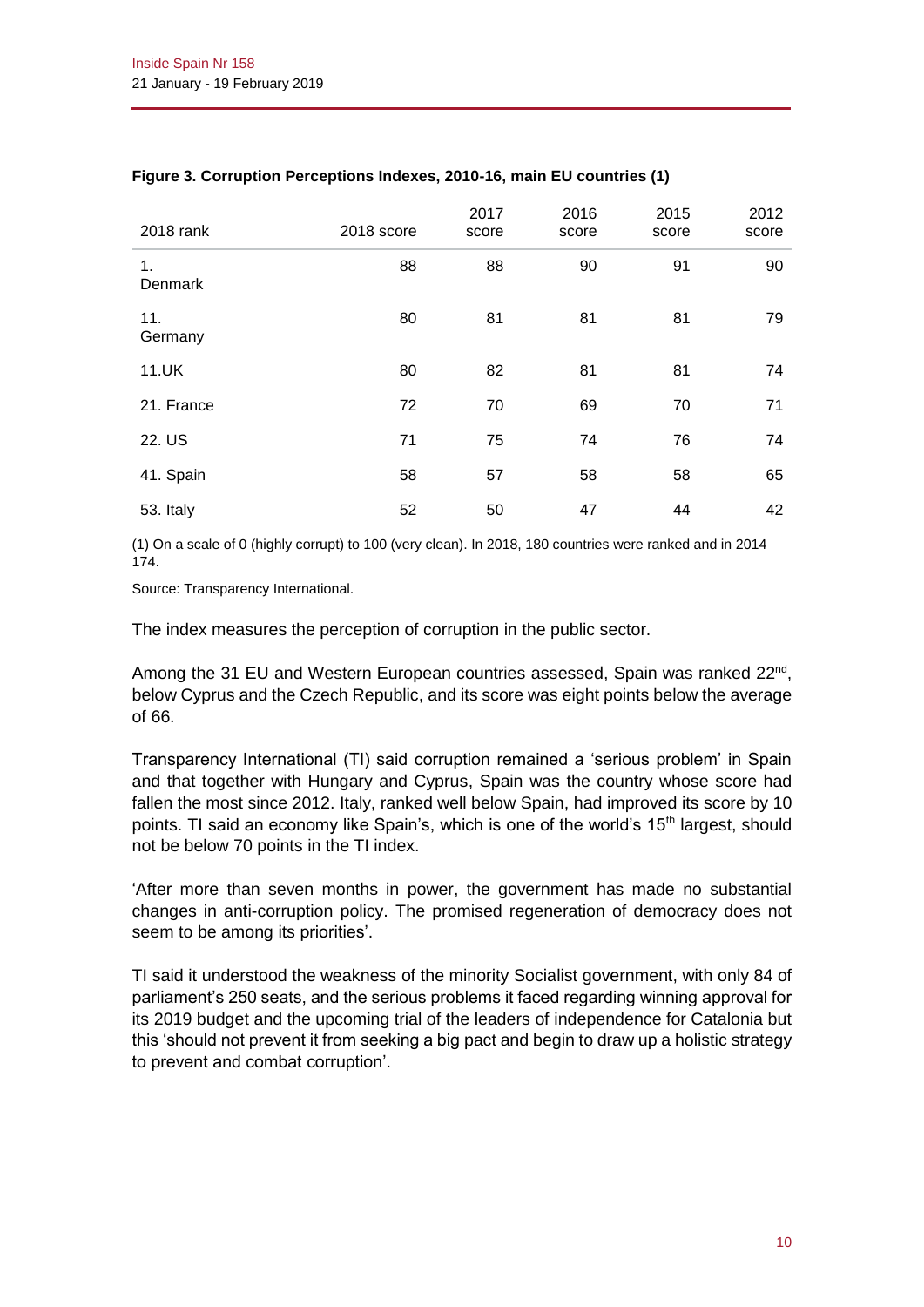**Figure 3. Corruption Perceptions Indexes, 2010-16, main EU countries (1)**

| 2018 rank | 2018 score | 2017 score | 2016 score | 2015 score | 2012 score |
|---|---|---|---|---|---|
| 1. Denmark | 88 | 88 | 90 | 91 | 90 |
| 11. Germany | 80 | 81 | 81 | 81 | 79 |
| 11.UK | 80 | 82 | 81 | 81 | 74 |
| 21. France | 72 | 70 | 69 | 70 | 71 |
| 22. US | 71 | 75 | 74 | 76 | 74 |
| 41. Spain | 58 | 57 | 58 | 58 | 65 |
| 53. Italy | 52 | 50 | 47 | 44 | 42 |

(1) On a scale of 0 (highly corrupt) to 100 (very clean). In 2018, 180 countries were ranked and in 2014 174.

Source: Transparency International.

The index measures the perception of corruption in the public sector.

Among the 31 EU and Western European countries assessed, Spain was ranked 22nd, below Cyprus and the Czech Republic, and its score was eight points below the average of 66.

Transparency International (TI) said corruption remained a 'serious problem' in Spain and that together with Hungary and Cyprus, Spain was the country whose score had fallen the most since 2012. Italy, ranked well below Spain, had improved its score by 10 points. TI said an economy like Spain's, which is one of the world's 15th largest, should not be below 70 points in the TI index.

'After more than seven months in power, the government has made no substantial changes in anti-corruption policy. The promised regeneration of democracy does not seem to be among its priorities'.

TI said it understood the weakness of the minority Socialist government, with only 84 of parliament's 250 seats, and the serious problems it faced regarding winning approval for its 2019 budget and the upcoming trial of the leaders of independence for Catalonia but this 'should not prevent it from seeking a big pact and begin to draw up a holistic strategy to prevent and combat corruption'.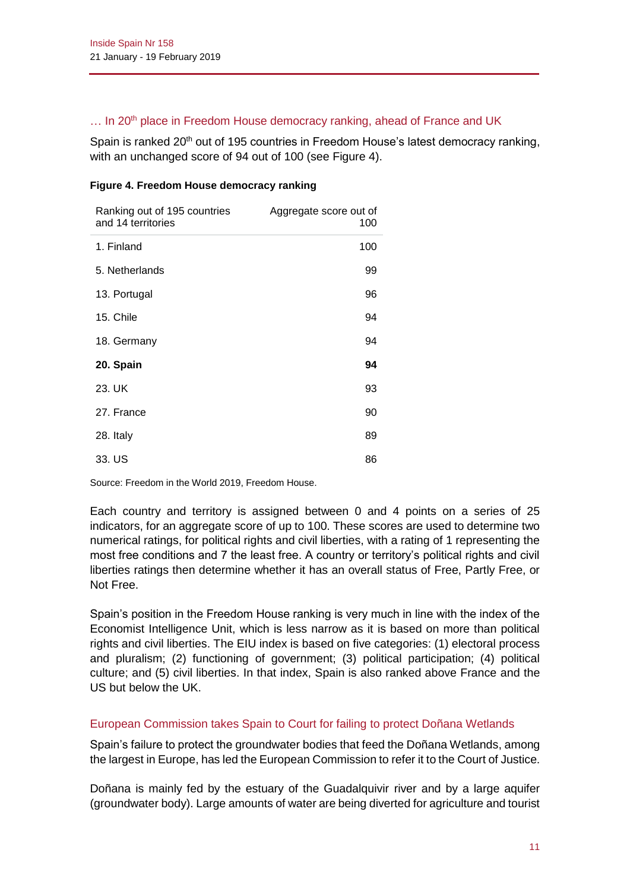### … In 20th place in Freedom House democracy ranking, ahead of France and UK

Spain is ranked 20th out of 195 countries in Freedom House's latest democracy ranking, with an unchanged score of 94 out of 100 (see Figure 4).

**Figure 4. Freedom House democracy ranking**

| Ranking out of 195 countries and 14 territories | Aggregate score out of 100 |
|---|---|
| 1. Finland | 100 |
| 5. Netherlands | 99 |
| 13. Portugal | 96 |
| 15. Chile | 94 |
| 18. Germany | 94 |
| **20. Spain** | **94** |
| 23. UK | 93 |
| 27. France | 90 |
| 28. Italy | 89 |
| 33. US | 86 |

Source: Freedom in the World 2019, Freedom House.

Each country and territory is assigned between 0 and 4 points on a series of 25 indicators, for an aggregate score of up to 100. These scores are used to determine two numerical ratings, for political rights and civil liberties, with a rating of 1 representing the most free conditions and 7 the least free. A country or territory's political rights and civil liberties ratings then determine whether it has an overall status of Free, Partly Free, or Not Free.

Spain's position in the Freedom House ranking is very much in line with the index of the Economist Intelligence Unit, which is less narrow as it is based on more than political rights and civil liberties. The EIU index is based on five categories: (1) electoral process and pluralism; (2) functioning of government; (3) political participation; (4) political culture; and (5) civil liberties. In that index, Spain is also ranked above France and the US but below the UK.

### European Commission takes Spain to Court for failing to protect Doñana Wetlands

Spain's failure to protect the groundwater bodies that feed the Doñana Wetlands, among the largest in Europe, has led the European Commission to refer it to the Court of Justice.

Doñana is mainly fed by the estuary of the Guadalquivir river and by a large aquifer (groundwater body). Large amounts of water are being diverted for agriculture and tourist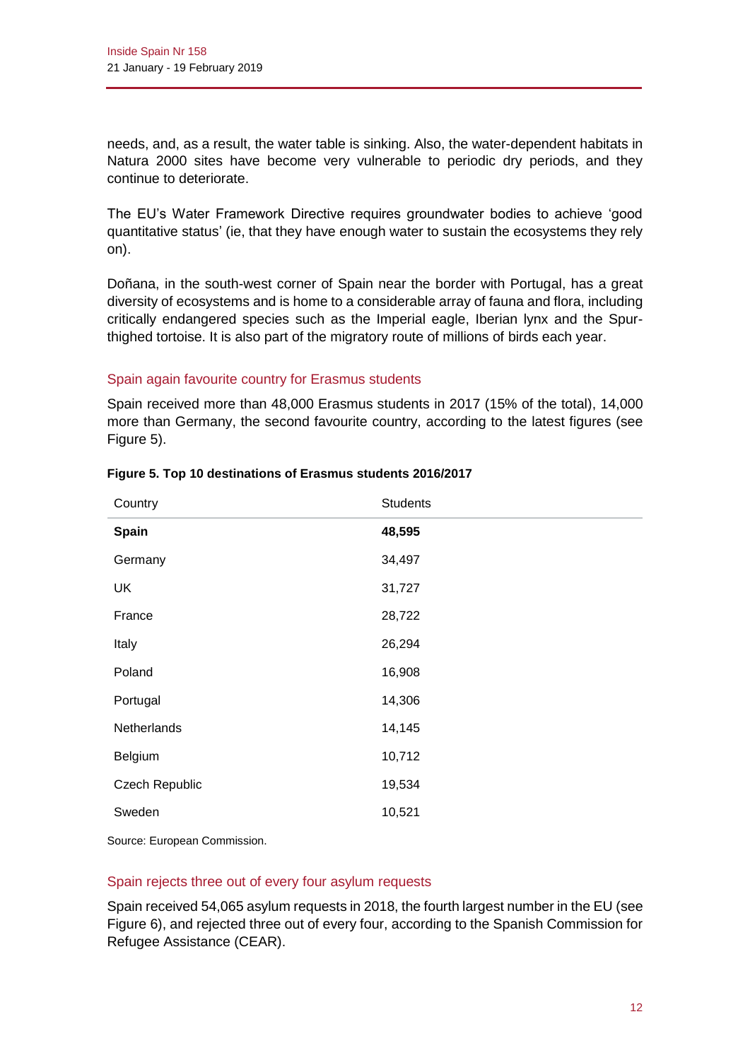needs, and, as a result, the water table is sinking. Also, the water-dependent habitats in Natura 2000 sites have become very vulnerable to periodic dry periods, and they continue to deteriorate.

The EU's Water Framework Directive requires groundwater bodies to achieve 'good quantitative status' (ie, that they have enough water to sustain the ecosystems they rely on).

Doñana, in the south-west corner of Spain near the border with Portugal, has a great diversity of ecosystems and is home to a considerable array of fauna and flora, including critically endangered species such as the Imperial eagle, Iberian lynx and the Spur-thighed tortoise. It is also part of the migratory route of millions of birds each year.

## Spain again favourite country for Erasmus students

Spain received more than 48,000 Erasmus students in 2017 (15% of the total), 14,000 more than Germany, the second favourite country, according to the latest figures (see Figure 5).

**Figure 5. Top 10 destinations of Erasmus students 2016/2017**

| Country | Students |
|---|---|
| **Spain** | **48,595** |
| Germany | 34,497 |
| UK | 31,727 |
| France | 28,722 |
| Italy | 26,294 |
| Poland | 16,908 |
| Portugal | 14,306 |
| Netherlands | 14,145 |
| Belgium | 10,712 |
| Czech Republic | 19,534 |
| Sweden | 10,521 |

Source: European Commission.

## Spain rejects three out of every four asylum requests

Spain received 54,065 asylum requests in 2018, the fourth largest number in the EU (see Figure 6), and rejected three out of every four, according to the Spanish Commission for Refugee Assistance (CEAR).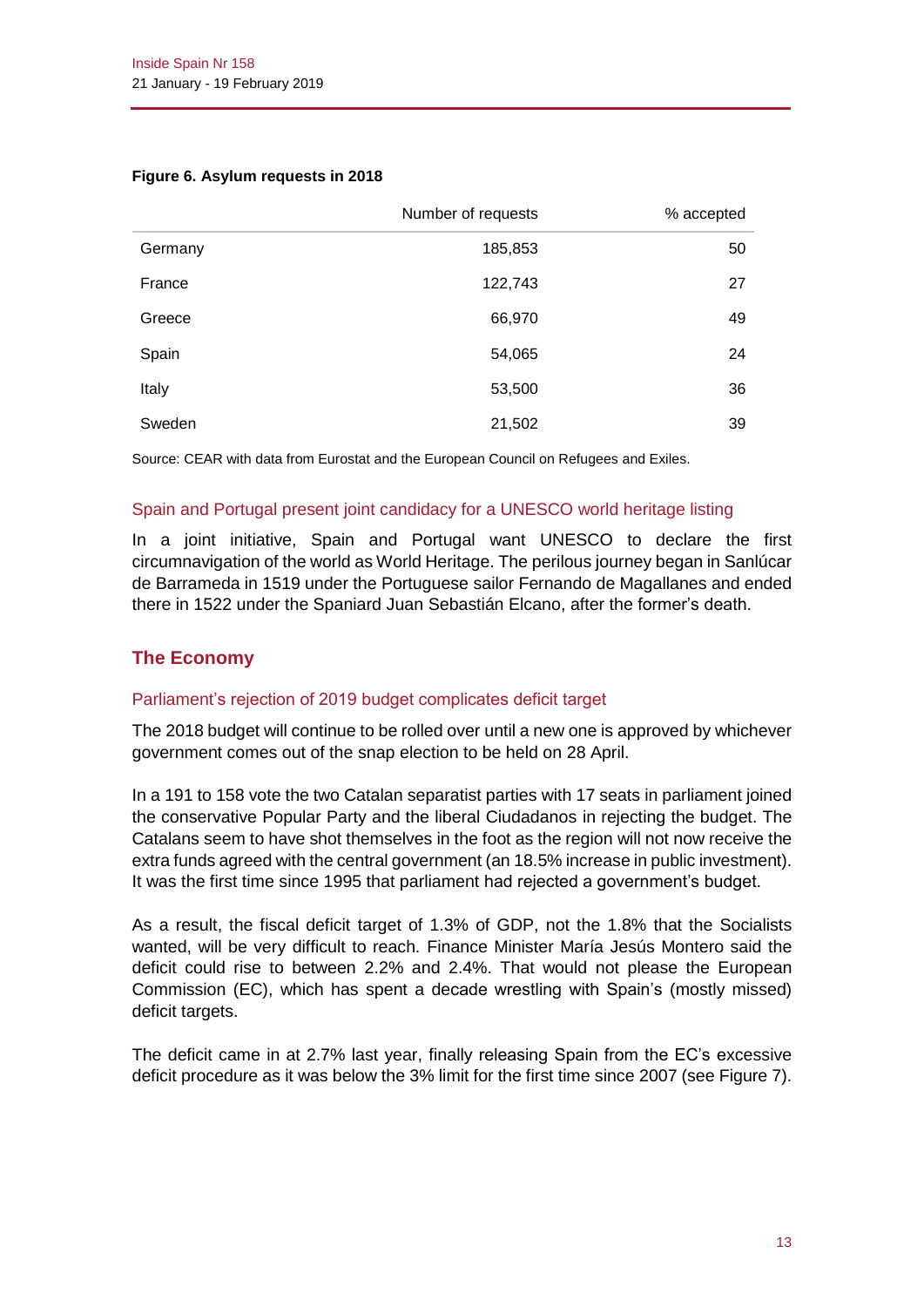**Figure 6. Asylum requests in 2018**

| | Number of requests | % accepted |
|---|---:|---:|
| Germany | 185,853 | 50 |
| France | 122,743 | 27 |
| Greece | 66,970 | 49 |
| Spain | 54,065 | 24 |
| Italy | 53,500 | 36 |
| Sweden | 21,502 | 39 |

Source: CEAR with data from Eurostat and the European Council on Refugees and Exiles.

### Spain and Portugal present joint candidacy for a UNESCO world heritage listing

In a joint initiative, Spain and Portugal want UNESCO to declare the first circumnavigation of the world as World Heritage. The perilous journey began in Sanlúcar de Barrameda in 1519 under the Portuguese sailor Fernando de Magallanes and ended there in 1522 under the Spaniard Juan Sebastián Elcano, after the former's death.

## The Economy

### Parliament's rejection of 2019 budget complicates deficit target

The 2018 budget will continue to be rolled over until a new one is approved by whichever government comes out of the snap election to be held on 28 April.

In a 191 to 158 vote the two Catalan separatist parties with 17 seats in parliament joined the conservative Popular Party and the liberal Ciudadanos in rejecting the budget. The Catalans seem to have shot themselves in the foot as the region will not now receive the extra funds agreed with the central government (an 18.5% increase in public investment). It was the first time since 1995 that parliament had rejected a government's budget.

As a result, the fiscal deficit target of 1.3% of GDP, not the 1.8% that the Socialists wanted, will be very difficult to reach. Finance Minister María Jesús Montero said the deficit could rise to between 2.2% and 2.4%. That would not please the European Commission (EC), which has spent a decade wrestling with Spain's (mostly missed) deficit targets.

The deficit came in at 2.7% last year, finally releasing Spain from the EC's excessive deficit procedure as it was below the 3% limit for the first time since 2007 (see Figure 7).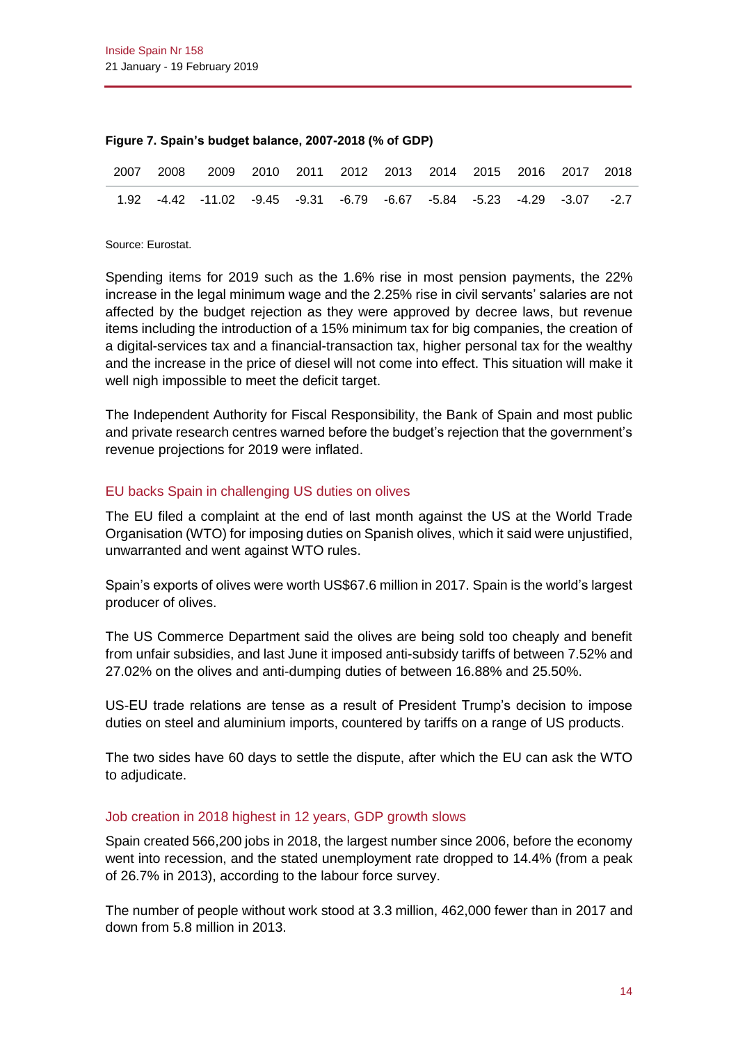**Figure 7. Spain's budget balance, 2007-2018 (% of GDP)**

| 2007 | 2008 | 2009 | 2010 | 2011 | 2012 | 2013 | 2014 | 2015 | 2016 | 2017 | 2018 |
|---|---|---|---|---|---|---|---|---|---|---|---|
| 1.92 | -4.42 | -11.02 | -9.45 | -9.31 | -6.79 | -6.67 | -5.84 | -5.23 | -4.29 | -3.07 | -2.7 |

Source: Eurostat.

Spending items for 2019 such as the 1.6% rise in most pension payments, the 22% increase in the legal minimum wage and the 2.25% rise in civil servants' salaries are not affected by the budget rejection as they were approved by decree laws, but revenue items including the introduction of a 15% minimum tax for big companies, the creation of a digital-services tax and a financial-transaction tax, higher personal tax for the wealthy and the increase in the price of diesel will not come into effect. This situation will make it well nigh impossible to meet the deficit target.

The Independent Authority for Fiscal Responsibility, the Bank of Spain and most public and private research centres warned before the budget's rejection that the government's revenue projections for 2019 were inflated.

## EU backs Spain in challenging US duties on olives

The EU filed a complaint at the end of last month against the US at the World Trade Organisation (WTO) for imposing duties on Spanish olives, which it said were unjustified, unwarranted and went against WTO rules.

Spain's exports of olives were worth US$67.6 million in 2017. Spain is the world's largest producer of olives.

The US Commerce Department said the olives are being sold too cheaply and benefit from unfair subsidies, and last June it imposed anti-subsidy tariffs of between 7.52% and 27.02% on the olives and anti-dumping duties of between 16.88% and 25.50%.

US-EU trade relations are tense as a result of President Trump's decision to impose duties on steel and aluminium imports, countered by tariffs on a range of US products.

The two sides have 60 days to settle the dispute, after which the EU can ask the WTO to adjudicate.

## Job creation in 2018 highest in 12 years, GDP growth slows

Spain created 566,200 jobs in 2018, the largest number since 2006, before the economy went into recession, and the stated unemployment rate dropped to 14.4% (from a peak of 26.7% in 2013), according to the labour force survey.

The number of people without work stood at 3.3 million, 462,000 fewer than in 2017 and down from 5.8 million in 2013.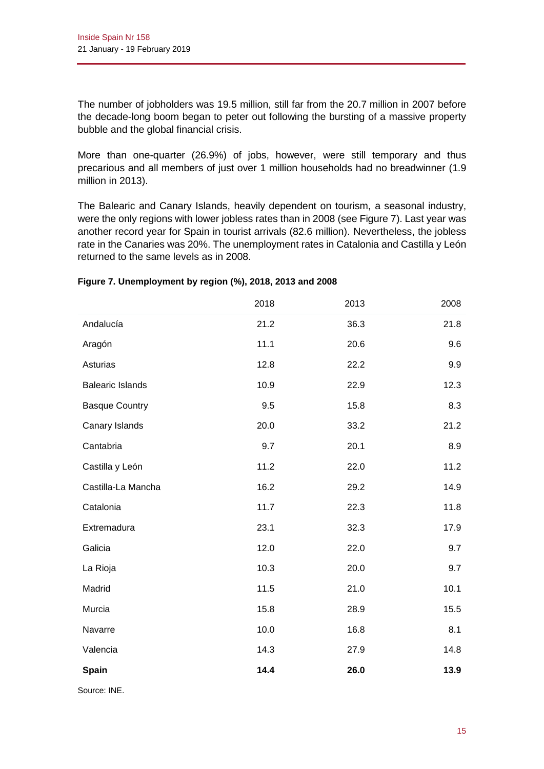The number of jobholders was 19.5 million, still far from the 20.7 million in 2007 before the decade-long boom began to peter out following the bursting of a massive property bubble and the global financial crisis.

More than one-quarter (26.9%) of jobs, however, were still temporary and thus precarious and all members of just over 1 million households had no breadwinner (1.9 million in 2013).

The Balearic and Canary Islands, heavily dependent on tourism, a seasonal industry, were the only regions with lower jobless rates than in 2008 (see Figure 7). Last year was another record year for Spain in tourist arrivals (82.6 million). Nevertheless, the jobless rate in the Canaries was 20%. The unemployment rates in Catalonia and Castilla y León returned to the same levels as in 2008.

**Figure 7. Unemployment by region (%), 2018, 2013 and 2008**

| | 2018 | 2013 | 2008 |
|---|---|---|---|
| Andalucía | 21.2 | 36.3 | 21.8 |
| Aragón | 11.1 | 20.6 | 9.6 |
| Asturias | 12.8 | 22.2 | 9.9 |
| Balearic Islands | 10.9 | 22.9 | 12.3 |
| Basque Country | 9.5 | 15.8 | 8.3 |
| Canary Islands | 20.0 | 33.2 | 21.2 |
| Cantabria | 9.7 | 20.1 | 8.9 |
| Castilla y León | 11.2 | 22.0 | 11.2 |
| Castilla-La Mancha | 16.2 | 29.2 | 14.9 |
| Catalonia | 11.7 | 22.3 | 11.8 |
| Extremadura | 23.1 | 32.3 | 17.9 |
| Galicia | 12.0 | 22.0 | 9.7 |
| La Rioja | 10.3 | 20.0 | 9.7 |
| Madrid | 11.5 | 21.0 | 10.1 |
| Murcia | 15.8 | 28.9 | 15.5 |
| Navarre | 10.0 | 16.8 | 8.1 |
| Valencia | 14.3 | 27.9 | 14.8 |
| **Spain** | **14.4** | **26.0** | **13.9** |

Source: INE.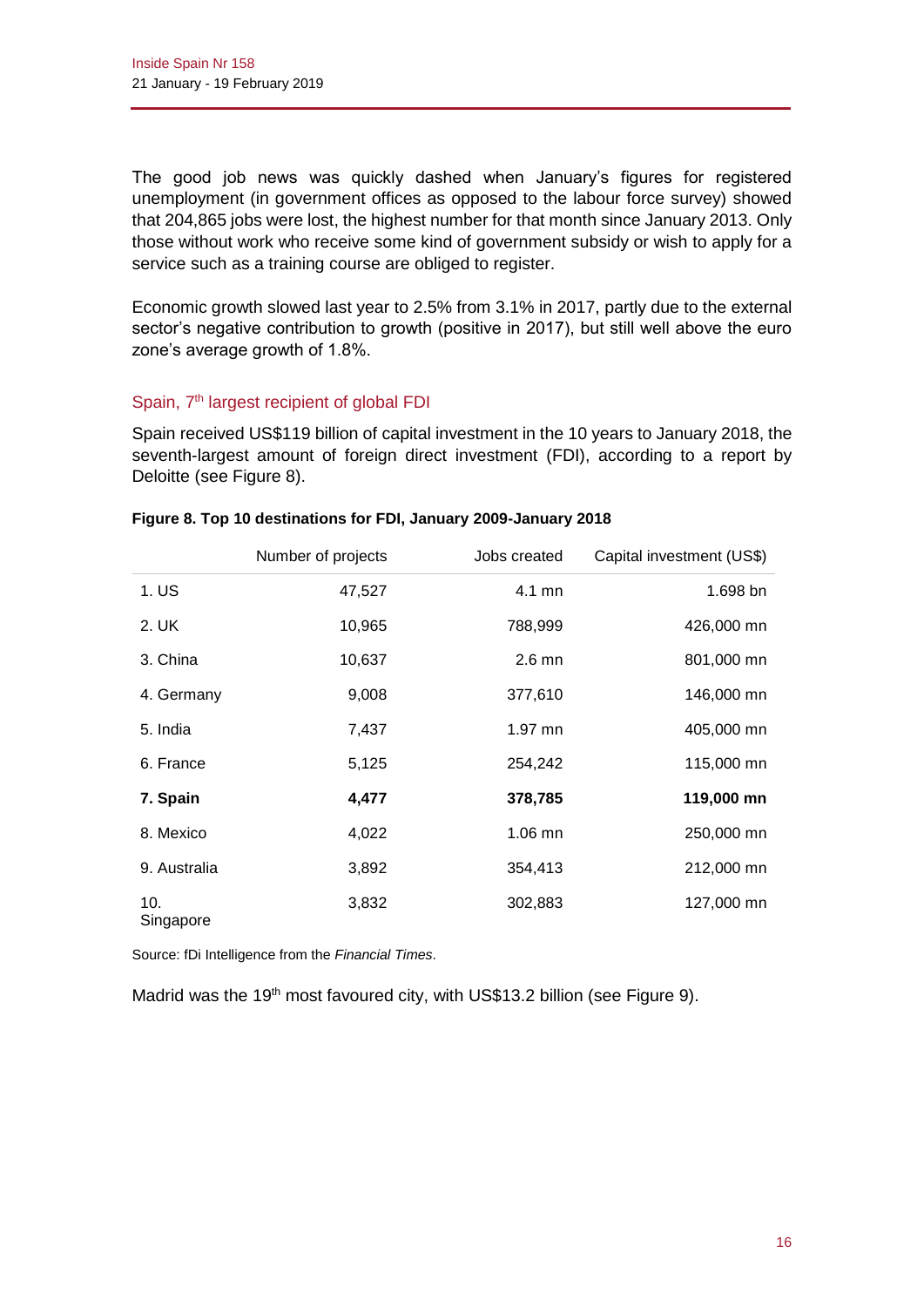The good job news was quickly dashed when January's figures for registered unemployment (in government offices as opposed to the labour force survey) showed that 204,865 jobs were lost, the highest number for that month since January 2013. Only those without work who receive some kind of government subsidy or wish to apply for a service such as a training course are obliged to register.

Economic growth slowed last year to 2.5% from 3.1% in 2017, partly due to the external sector's negative contribution to growth (positive in 2017), but still well above the euro zone's average growth of 1.8%.

## Spain, 7th largest recipient of global FDI

Spain received US$119 billion of capital investment in the 10 years to January 2018, the seventh-largest amount of foreign direct investment (FDI), according to a report by Deloitte (see Figure 8).

**Figure 8. Top 10 destinations for FDI, January 2009-January 2018**

| | Number of projects | Jobs created | Capital investment (US$) |
|---|---|---|---|
| 1. US | 47,527 | 4.1 mn | 1.698 bn |
| 2. UK | 10,965 | 788,999 | 426,000 mn |
| 3. China | 10,637 | 2.6 mn | 801,000 mn |
| 4. Germany | 9,008 | 377,610 | 146,000 mn |
| 5. India | 7,437 | 1.97 mn | 405,000 mn |
| 6. France | 5,125 | 254,242 | 115,000 mn |
| **7. Spain** | **4,477** | **378,785** | **119,000 mn** |
| 8. Mexico | 4,022 | 1.06 mn | 250,000 mn |
| 9. Australia | 3,892 | 354,413 | 212,000 mn |
| 10. Singapore | 3,832 | 302,883 | 127,000 mn |

Source: fDi Intelligence from the *Financial Times*.

Madrid was the 19th most favoured city, with US$13.2 billion (see Figure 9).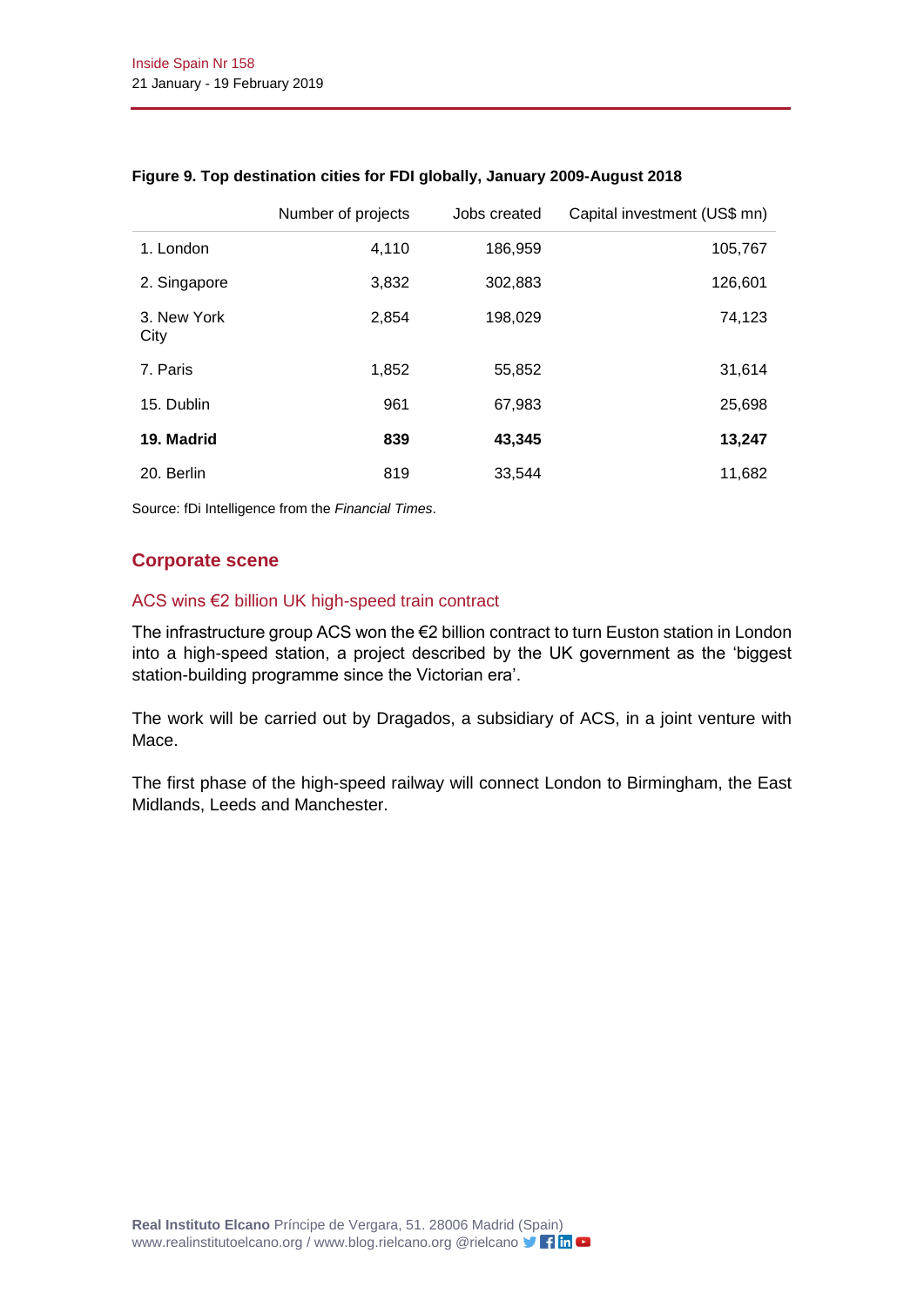**Figure 9. Top destination cities for FDI globally, January 2009-August 2018**

| | Number of projects | Jobs created | Capital investment (US$ mn) |
|---|---|---|---|
| 1. London | 4,110 | 186,959 | 105,767 |
| 2. Singapore | 3,832 | 302,883 | 126,601 |
| 3. New York City | 2,854 | 198,029 | 74,123 |
| 7. Paris | 1,852 | 55,852 | 31,614 |
| 15. Dublin | 961 | 67,983 | 25,698 |
| **19. Madrid** | **839** | **43,345** | **13,247** |
| 20. Berlin | 819 | 33,544 | 11,682 |

Source: fDi Intelligence from the *Financial Times*.

## Corporate scene

### ACS wins €2 billion UK high-speed train contract

The infrastructure group ACS won the €2 billion contract to turn Euston station in London into a high-speed station, a project described by the UK government as the 'biggest station-building programme since the Victorian era'.

The work will be carried out by Dragados, a subsidiary of ACS, in a joint venture with Mace.

The first phase of the high-speed railway will connect London to Birmingham, the East Midlands, Leeds and Manchester.